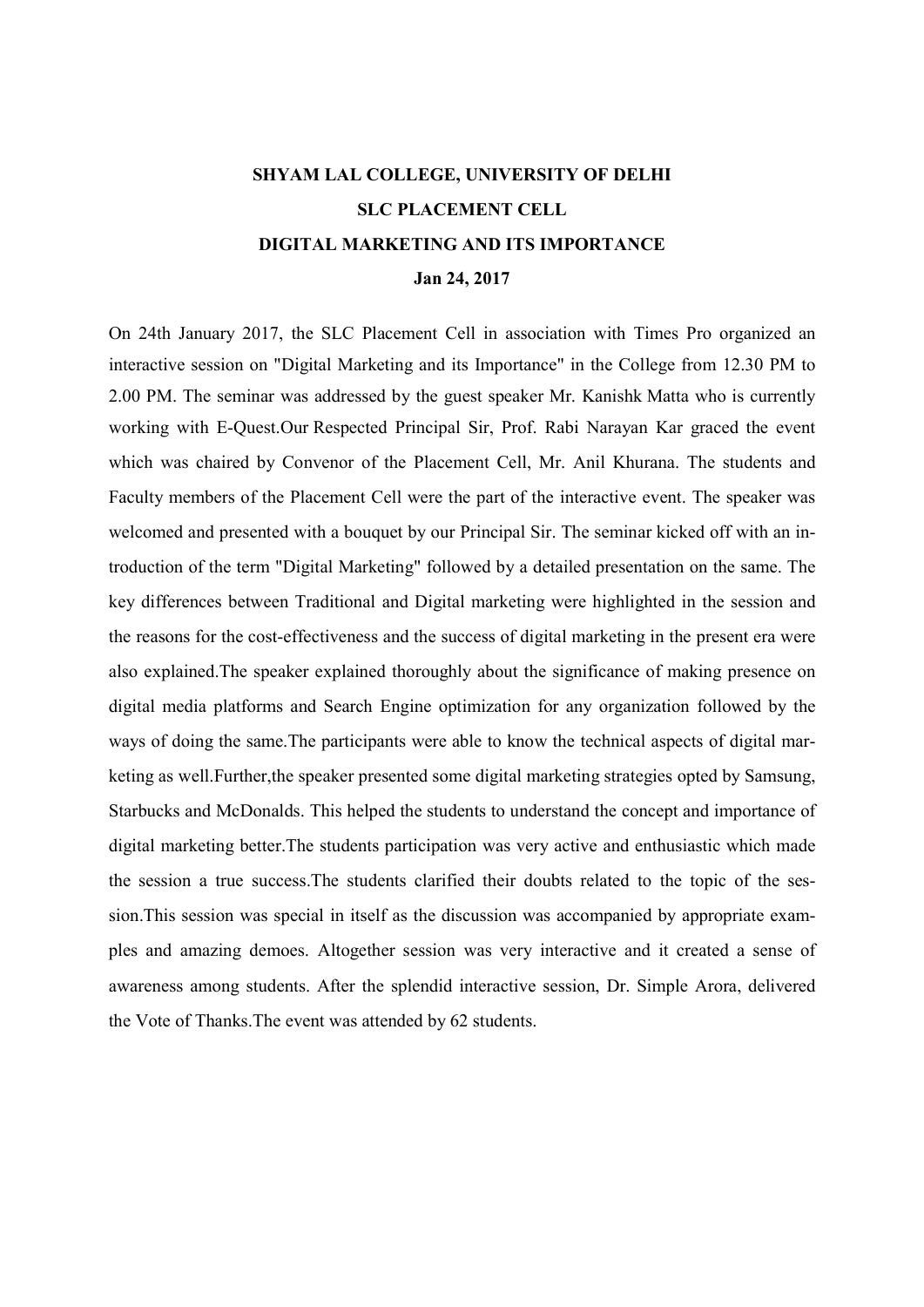# SHYAM LAL COLLEGE, UNIVERSITY OF DELHI

## SLC PLACEMENT CELL

## DIGITAL MARKETING AND ITS IMPORTANCE

**Jan 24, 2017**

On 24th January 2017, the SLC Placement Cell in association with Times Pro organized an interactive session on "Digital Marketing and its Importance" in the College from 12.30 PM to 2.00 PM. The seminar was addressed by the guest speaker Mr. Kanishk Matta who is currently working with E-Quest.Our Respected Principal Sir, Prof. Rabi Narayan Kar graced the event which was chaired by Convenor of the Placement Cell, Mr. Anil Khurana. The students and Faculty members of the Placement Cell were the part of the interactive event. The speaker was welcomed and presented with a bouquet by our Principal Sir. The seminar kicked off with an introduction of the term "Digital Marketing" followed by a detailed presentation on the same. The key differences between Traditional and Digital marketing were highlighted in the session and the reasons for the cost-effectiveness and the success of digital marketing in the present era were also explained.The speaker explained thoroughly about the significance of making presence on digital media platforms and Search Engine optimization for any organization followed by the ways of doing the same.The participants were able to know the technical aspects of digital marketing as well.Further,the speaker presented some digital marketing strategies opted by Samsung, Starbucks and McDonalds. This helped the students to understand the concept and importance of digital marketing better.The students participation was very active and enthusiastic which made the session a true success.The students clarified their doubts related to the topic of the session.This session was special in itself as the discussion was accompanied by appropriate examples and amazing demoes. Altogether session was very interactive and it created a sense of awareness among students. After the splendid interactive session, Dr. Simple Arora, delivered the Vote of Thanks.The event was attended by 62 students.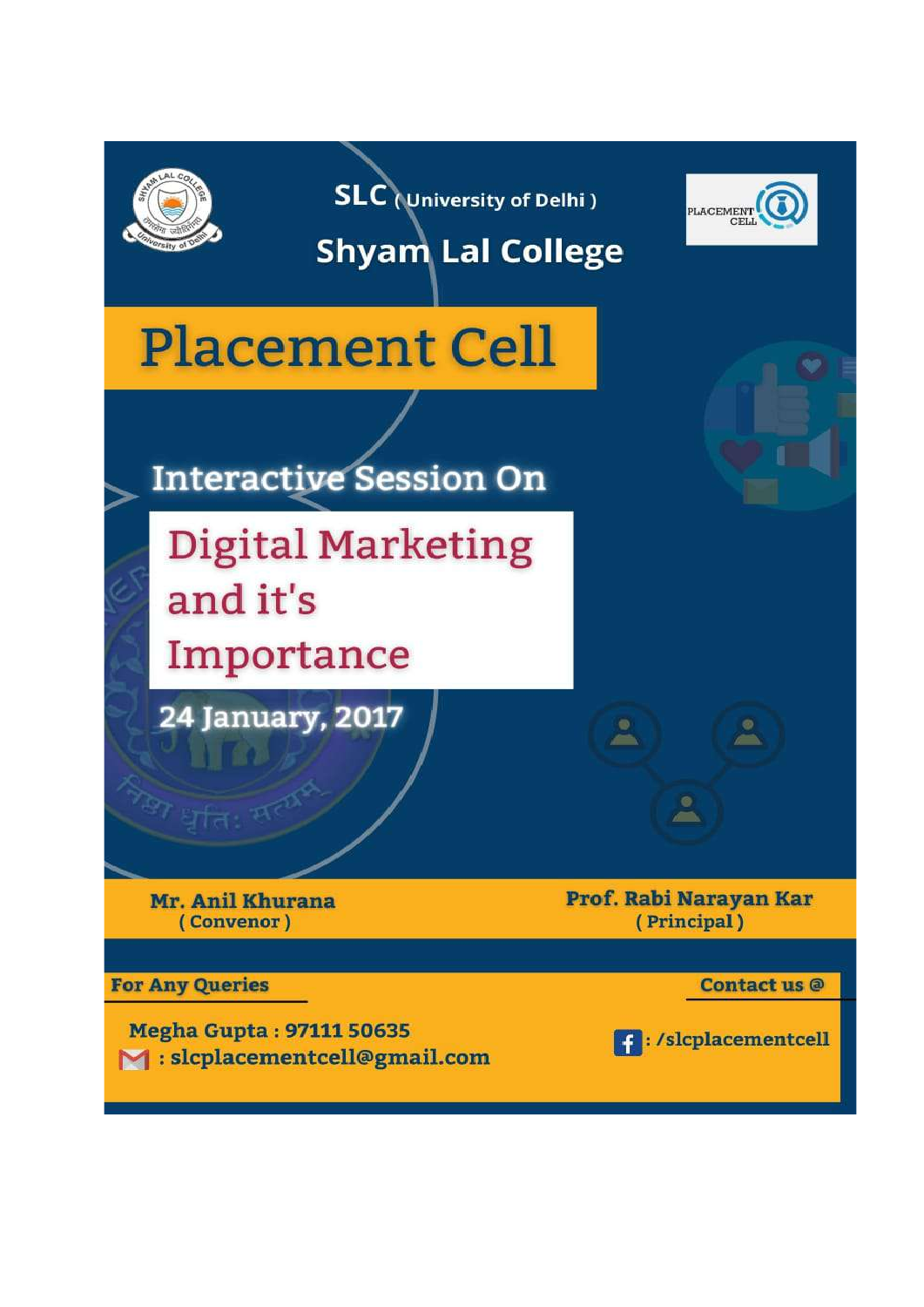SLC ( University of Delhi )

## Shyam Lal College

# Placement Cell

### Interactive Session On

## Digital Marketing and it's Importance

**24 January, 2017**

**Mr. Anil Khurana**
( Convenor )

**Prof. Rabi Narayan Kar**
( Principal )

**For Any Queries**

**Contact us @**

Megha Gupta : 97111 50635

: slcplacementcell@gmail.com

: /slcplacementcell